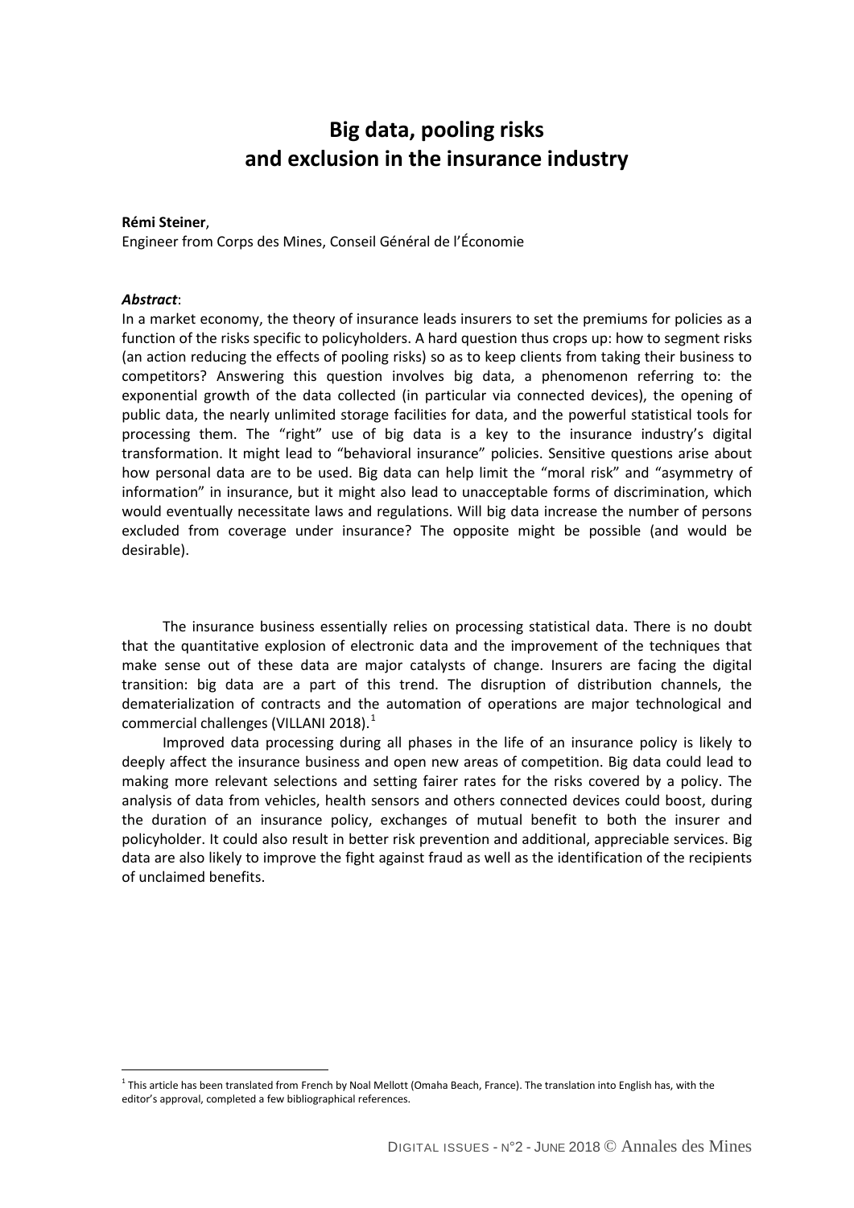# Big data, pooling risks and exclusion in the insurance industry

**Rémi Steiner**,
Engineer from Corps des Mines, Conseil Général de l'Économie

***Abstract***:
In a market economy, the theory of insurance leads insurers to set the premiums for policies as a function of the risks specific to policyholders. A hard question thus crops up: how to segment risks (an action reducing the effects of pooling risks) so as to keep clients from taking their business to competitors? Answering this question involves big data, a phenomenon referring to: the exponential growth of the data collected (in particular via connected devices), the opening of public data, the nearly unlimited storage facilities for data, and the powerful statistical tools for processing them. The "right" use of big data is a key to the insurance industry's digital transformation. It might lead to "behavioral insurance" policies. Sensitive questions arise about how personal data are to be used. Big data can help limit the "moral risk" and "asymmetry of information" in insurance, but it might also lead to unacceptable forms of discrimination, which would eventually necessitate laws and regulations. Will big data increase the number of persons excluded from coverage under insurance? The opposite might be possible (and would be desirable).

The insurance business essentially relies on processing statistical data. There is no doubt that the quantitative explosion of electronic data and the improvement of the techniques that make sense out of these data are major catalysts of change. Insurers are facing the digital transition: big data are a part of this trend. The disruption of distribution channels, the dematerialization of contracts and the automation of operations are major technological and commercial challenges (VILLANI 2018).[1]

Improved data processing during all phases in the life of an insurance policy is likely to deeply affect the insurance business and open new areas of competition. Big data could lead to making more relevant selections and setting fairer rates for the risks covered by a policy. The analysis of data from vehicles, health sensors and others connected devices could boost, during the duration of an insurance policy, exchanges of mutual benefit to both the insurer and policyholder. It could also result in better risk prevention and additional, appreciable services. Big data are also likely to improve the fight against fraud as well as the identification of the recipients of unclaimed benefits.

[1] This article has been translated from French by Noal Mellott (Omaha Beach, France). The translation into English has, with the editor's approval, completed a few bibliographical references.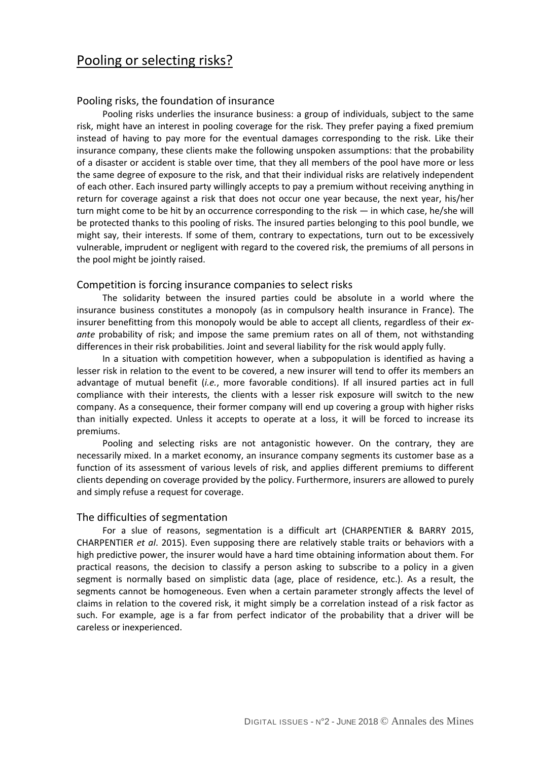# Pooling or selecting risks?

## Pooling risks, the foundation of insurance

Pooling risks underlies the insurance business: a group of individuals, subject to the same risk, might have an interest in pooling coverage for the risk. They prefer paying a fixed premium instead of having to pay more for the eventual damages corresponding to the risk. Like their insurance company, these clients make the following unspoken assumptions: that the probability of a disaster or accident is stable over time, that they all members of the pool have more or less the same degree of exposure to the risk, and that their individual risks are relatively independent of each other. Each insured party willingly accepts to pay a premium without receiving anything in return for coverage against a risk that does not occur one year because, the next year, his/her turn might come to be hit by an occurrence corresponding to the risk — in which case, he/she will be protected thanks to this pooling of risks. The insured parties belonging to this pool bundle, we might say, their interests. If some of them, contrary to expectations, turn out to be excessively vulnerable, imprudent or negligent with regard to the covered risk, the premiums of all persons in the pool might be jointly raised.

## Competition is forcing insurance companies to select risks

The solidarity between the insured parties could be absolute in a world where the insurance business constitutes a monopoly (as in compulsory health insurance in France). The insurer benefitting from this monopoly would be able to accept all clients, regardless of their *ex-ante* probability of risk; and impose the same premium rates on all of them, not withstanding differences in their risk probabilities. Joint and several liability for the risk would apply fully.

In a situation with competition however, when a subpopulation is identified as having a lesser risk in relation to the event to be covered, a new insurer will tend to offer its members an advantage of mutual benefit (*i.e.*, more favorable conditions). If all insured parties act in full compliance with their interests, the clients with a lesser risk exposure will switch to the new company. As a consequence, their former company will end up covering a group with higher risks than initially expected. Unless it accepts to operate at a loss, it will be forced to increase its premiums.

Pooling and selecting risks are not antagonistic however. On the contrary, they are necessarily mixed. In a market economy, an insurance company segments its customer base as a function of its assessment of various levels of risk, and applies different premiums to different clients depending on coverage provided by the policy. Furthermore, insurers are allowed to purely and simply refuse a request for coverage.

## The difficulties of segmentation

For a slue of reasons, segmentation is a difficult art (CHARPENTIER & BARRY 2015, CHARPENTIER *et al*. 2015). Even supposing there are relatively stable traits or behaviors with a high predictive power, the insurer would have a hard time obtaining information about them. For practical reasons, the decision to classify a person asking to subscribe to a policy in a given segment is normally based on simplistic data (age, place of residence, etc.). As a result, the segments cannot be homogeneous. Even when a certain parameter strongly affects the level of claims in relation to the covered risk, it might simply be a correlation instead of a risk factor as such. For example, age is a far from perfect indicator of the probability that a driver will be careless or inexperienced.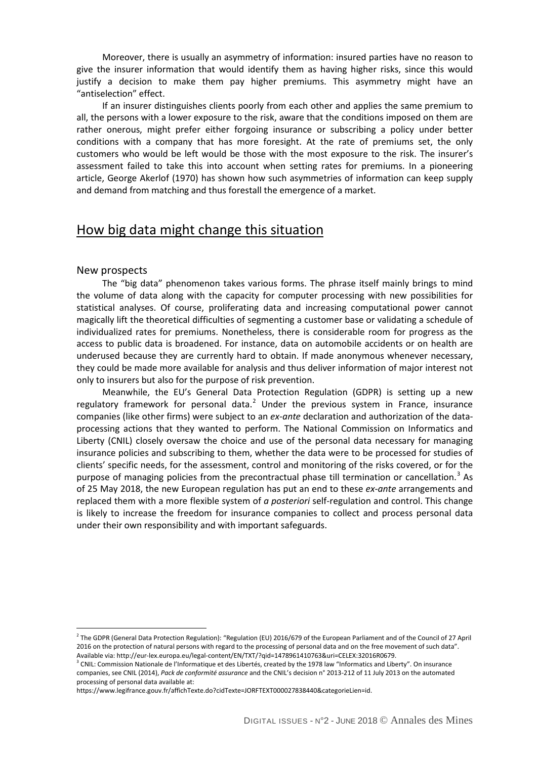Moreover, there is usually an asymmetry of information: insured parties have no reason to give the insurer information that would identify them as having higher risks, since this would justify a decision to make them pay higher premiums. This asymmetry might have an "antiselection" effect.

If an insurer distinguishes clients poorly from each other and applies the same premium to all, the persons with a lower exposure to the risk, aware that the conditions imposed on them are rather onerous, might prefer either forgoing insurance or subscribing a policy under better conditions with a company that has more foresight. At the rate of premiums set, the only customers who would be left would be those with the most exposure to the risk. The insurer's assessment failed to take this into account when setting rates for premiums. In a pioneering article, George Akerlof (1970) has shown how such asymmetries of information can keep supply and demand from matching and thus forestall the emergence of a market.

## How big data might change this situation

### New prospects

The "big data" phenomenon takes various forms. The phrase itself mainly brings to mind the volume of data along with the capacity for computer processing with new possibilities for statistical analyses. Of course, proliferating data and increasing computational power cannot magically lift the theoretical difficulties of segmenting a customer base or validating a schedule of individualized rates for premiums. Nonetheless, there is considerable room for progress as the access to public data is broadened. For instance, data on automobile accidents or on health are underused because they are currently hard to obtain. If made anonymous whenever necessary, they could be made more available for analysis and thus deliver information of major interest not only to insurers but also for the purpose of risk prevention.

Meanwhile, the EU's General Data Protection Regulation (GDPR) is setting up a new regulatory framework for personal data.[2] Under the previous system in France, insurance companies (like other firms) were subject to an *ex-ante* declaration and authorization of the data-processing actions that they wanted to perform. The National Commission on Informatics and Liberty (CNIL) closely oversaw the choice and use of the personal data necessary for managing insurance policies and subscribing to them, whether the data were to be processed for studies of clients' specific needs, for the assessment, control and monitoring of the risks covered, or for the purpose of managing policies from the precontractual phase till termination or cancellation.[3] As of 25 May 2018, the new European regulation has put an end to these *ex-ante* arrangements and replaced them with a more flexible system of *a posteriori* self-regulation and control. This change is likely to increase the freedom for insurance companies to collect and process personal data under their own responsibility and with important safeguards.

---

[2] The GDPR (General Data Protection Regulation): "Regulation (EU) 2016/679 of the European Parliament and of the Council of 27 April 2016 on the protection of natural persons with regard to the processing of personal data and on the free movement of such data". Available via: http://eur-lex.europa.eu/legal-content/EN/TXT/?qid=1478961410763&uri=CELEX:32016R0679.

[3] CNIL: Commission Nationale de l'Informatique et des Libertés, created by the 1978 law "Informatics and Liberty". On insurance companies, see CNIL (2014), *Pack de conformité assurance* and the CNIL's decision n° 2013-212 of 11 July 2013 on the automated processing of personal data available at:
https://www.legifrance.gouv.fr/affichTexte.do?cidTexte=JORFTEXT000027838440&categorieLien=id.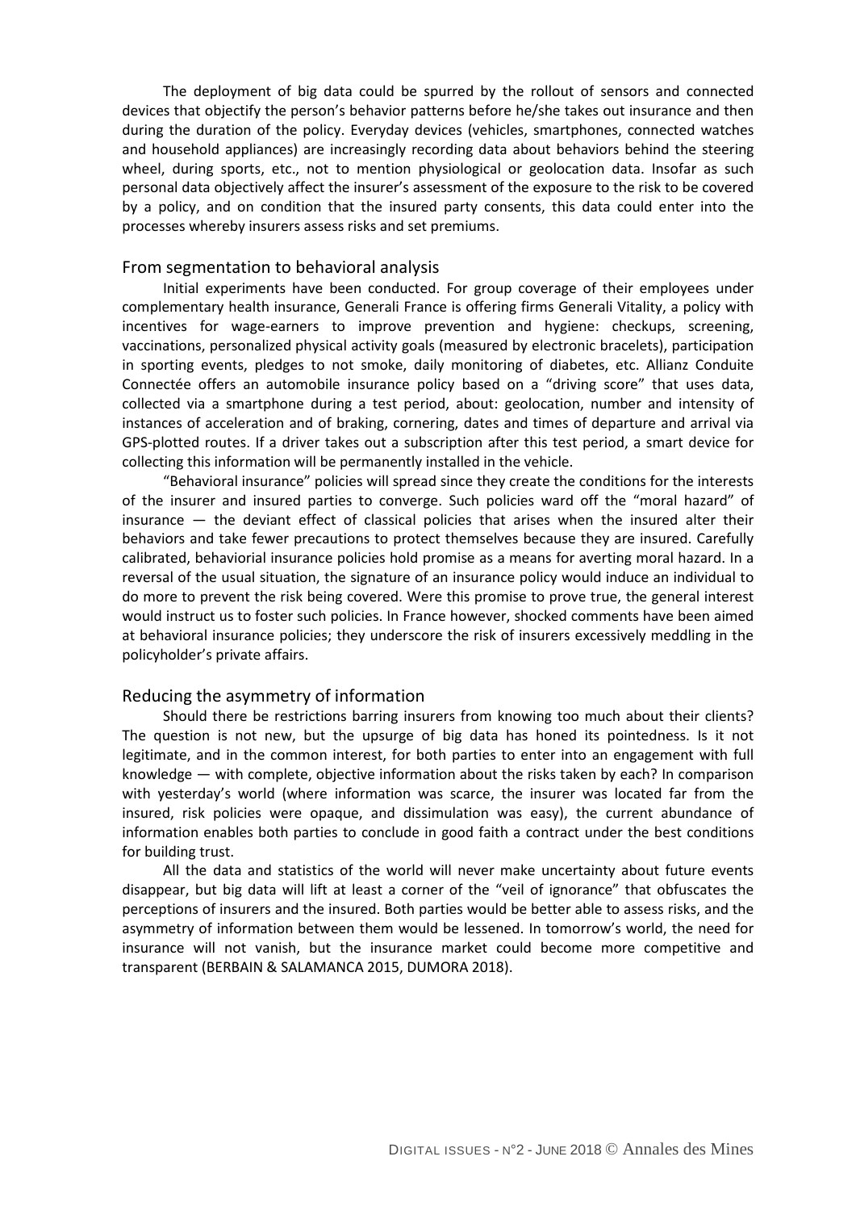The deployment of big data could be spurred by the rollout of sensors and connected devices that objectify the person's behavior patterns before he/she takes out insurance and then during the duration of the policy. Everyday devices (vehicles, smartphones, connected watches and household appliances) are increasingly recording data about behaviors behind the steering wheel, during sports, etc., not to mention physiological or geolocation data. Insofar as such personal data objectively affect the insurer's assessment of the exposure to the risk to be covered by a policy, and on condition that the insured party consents, this data could enter into the processes whereby insurers assess risks and set premiums.

## From segmentation to behavioral analysis

Initial experiments have been conducted. For group coverage of their employees under complementary health insurance, Generali France is offering firms Generali Vitality, a policy with incentives for wage-earners to improve prevention and hygiene: checkups, screening, vaccinations, personalized physical activity goals (measured by electronic bracelets), participation in sporting events, pledges to not smoke, daily monitoring of diabetes, etc. Allianz Conduite Connectée offers an automobile insurance policy based on a "driving score" that uses data, collected via a smartphone during a test period, about: geolocation, number and intensity of instances of acceleration and of braking, cornering, dates and times of departure and arrival via GPS-plotted routes. If a driver takes out a subscription after this test period, a smart device for collecting this information will be permanently installed in the vehicle.

"Behavioral insurance" policies will spread since they create the conditions for the interests of the insurer and insured parties to converge. Such policies ward off the "moral hazard" of insurance — the deviant effect of classical policies that arises when the insured alter their behaviors and take fewer precautions to protect themselves because they are insured. Carefully calibrated, behaviorial insurance policies hold promise as a means for averting moral hazard. In a reversal of the usual situation, the signature of an insurance policy would induce an individual to do more to prevent the risk being covered. Were this promise to prove true, the general interest would instruct us to foster such policies. In France however, shocked comments have been aimed at behavioral insurance policies; they underscore the risk of insurers excessively meddling in the policyholder's private affairs.

## Reducing the asymmetry of information

Should there be restrictions barring insurers from knowing too much about their clients? The question is not new, but the upsurge of big data has honed its pointedness. Is it not legitimate, and in the common interest, for both parties to enter into an engagement with full knowledge — with complete, objective information about the risks taken by each? In comparison with yesterday's world (where information was scarce, the insurer was located far from the insured, risk policies were opaque, and dissimulation was easy), the current abundance of information enables both parties to conclude in good faith a contract under the best conditions for building trust.

All the data and statistics of the world will never make uncertainty about future events disappear, but big data will lift at least a corner of the "veil of ignorance" that obfuscates the perceptions of insurers and the insured. Both parties would be better able to assess risks, and the asymmetry of information between them would be lessened. In tomorrow's world, the need for insurance will not vanish, but the insurance market could become more competitive and transparent (BERBAIN & SALAMANCA 2015, DUMORA 2018).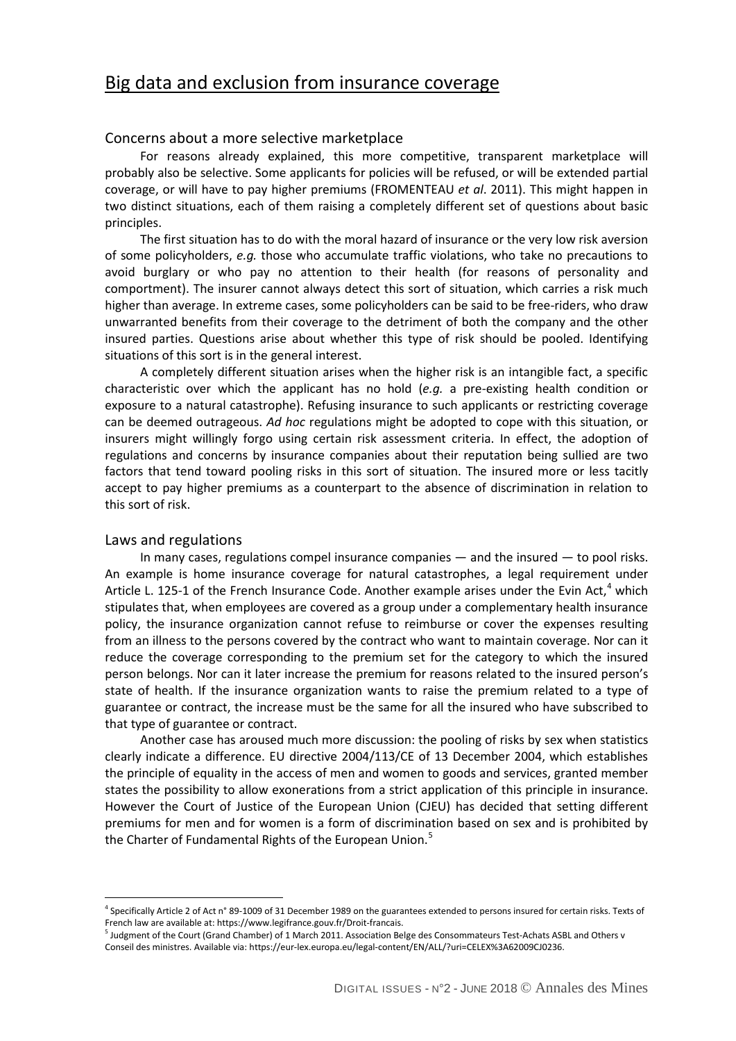# Big data and exclusion from insurance coverage

## Concerns about a more selective marketplace

For reasons already explained, this more competitive, transparent marketplace will probably also be selective. Some applicants for policies will be refused, or will be extended partial coverage, or will have to pay higher premiums (FROMENTEAU *et al*. 2011). This might happen in two distinct situations, each of them raising a completely different set of questions about basic principles.

The first situation has to do with the moral hazard of insurance or the very low risk aversion of some policyholders, *e.g.* those who accumulate traffic violations, who take no precautions to avoid burglary or who pay no attention to their health (for reasons of personality and comportment). The insurer cannot always detect this sort of situation, which carries a risk much higher than average. In extreme cases, some policyholders can be said to be free-riders, who draw unwarranted benefits from their coverage to the detriment of both the company and the other insured parties. Questions arise about whether this type of risk should be pooled. Identifying situations of this sort is in the general interest.

A completely different situation arises when the higher risk is an intangible fact, a specific characteristic over which the applicant has no hold (*e.g.* a pre-existing health condition or exposure to a natural catastrophe). Refusing insurance to such applicants or restricting coverage can be deemed outrageous. *Ad hoc* regulations might be adopted to cope with this situation, or insurers might willingly forgo using certain risk assessment criteria. In effect, the adoption of regulations and concerns by insurance companies about their reputation being sullied are two factors that tend toward pooling risks in this sort of situation. The insured more or less tacitly accept to pay higher premiums as a counterpart to the absence of discrimination in relation to this sort of risk.

## Laws and regulations

In many cases, regulations compel insurance companies — and the insured — to pool risks. An example is home insurance coverage for natural catastrophes, a legal requirement under Article L. 125-1 of the French Insurance Code. Another example arises under the Evin Act,[4] which stipulates that, when employees are covered as a group under a complementary health insurance policy, the insurance organization cannot refuse to reimburse or cover the expenses resulting from an illness to the persons covered by the contract who want to maintain coverage. Nor can it reduce the coverage corresponding to the premium set for the category to which the insured person belongs. Nor can it later increase the premium for reasons related to the insured person's state of health. If the insurance organization wants to raise the premium related to a type of guarantee or contract, the increase must be the same for all the insured who have subscribed to that type of guarantee or contract.

Another case has aroused much more discussion: the pooling of risks by sex when statistics clearly indicate a difference. EU directive 2004/113/CE of 13 December 2004, which establishes the principle of equality in the access of men and women to goods and services, granted member states the possibility to allow exonerations from a strict application of this principle in insurance. However the Court of Justice of the European Union (CJEU) has decided that setting different premiums for men and for women is a form of discrimination based on sex and is prohibited by the Charter of Fundamental Rights of the European Union.[5]

---

[4] Specifically Article 2 of Act n° 89-1009 of 31 December 1989 on the guarantees extended to persons insured for certain risks. Texts of French law are available at: https://www.legifrance.gouv.fr/Droit-francais.

[5] Judgment of the Court (Grand Chamber) of 1 March 2011. Association Belge des Consommateurs Test-Achats ASBL and Others v Conseil des ministres. Available via: https://eur-lex.europa.eu/legal-content/EN/ALL/?uri=CELEX%3A62009CJ0236.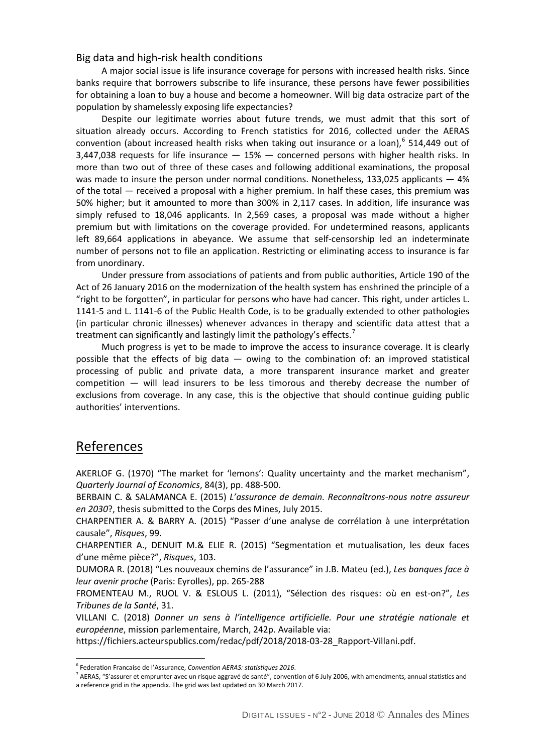### Big data and high-risk health conditions

A major social issue is life insurance coverage for persons with increased health risks. Since banks require that borrowers subscribe to life insurance, these persons have fewer possibilities for obtaining a loan to buy a house and become a homeowner. Will big data ostracize part of the population by shamelessly exposing life expectancies?

Despite our legitimate worries about future trends, we must admit that this sort of situation already occurs. According to French statistics for 2016, collected under the AERAS convention (about increased health risks when taking out insurance or a loan),[6] 514,449 out of 3,447,038 requests for life insurance — 15% — concerned persons with higher health risks. In more than two out of three of these cases and following additional examinations, the proposal was made to insure the person under normal conditions. Nonetheless, 133,025 applicants — 4% of the total — received a proposal with a higher premium. In half these cases, this premium was 50% higher; but it amounted to more than 300% in 2,117 cases. In addition, life insurance was simply refused to 18,046 applicants. In 2,569 cases, a proposal was made without a higher premium but with limitations on the coverage provided. For undetermined reasons, applicants left 89,664 applications in abeyance. We assume that self-censorship led an indeterminate number of persons not to file an application. Restricting or eliminating access to insurance is far from unordinary.

Under pressure from associations of patients and from public authorities, Article 190 of the Act of 26 January 2016 on the modernization of the health system has enshrined the principle of a "right to be forgotten", in particular for persons who have had cancer. This right, under articles L. 1141-5 and L. 1141-6 of the Public Health Code, is to be gradually extended to other pathologies (in particular chronic illnesses) whenever advances in therapy and scientific data attest that a treatment can significantly and lastingly limit the pathology's effects.[7]

Much progress is yet to be made to improve the access to insurance coverage. It is clearly possible that the effects of big data — owing to the combination of: an improved statistical processing of public and private data, a more transparent insurance market and greater competition — will lead insurers to be less timorous and thereby decrease the number of exclusions from coverage. In any case, this is the objective that should continue guiding public authorities' interventions.

## References

AKERLOF G. (1970) "The market for 'lemons': Quality uncertainty and the market mechanism", *Quarterly Journal of Economics*, 84(3), pp. 488-500.

BERBAIN C. & SALAMANCA E. (2015) *L'assurance de demain. Reconnaîtrons-nous notre assureur en 2030*?, thesis submitted to the Corps des Mines, July 2015.

CHARPENTIER A. & BARRY A. (2015) "Passer d'une analyse de corrélation à une interprétation causale", *Risques*, 99.

CHARPENTIER A., DENUIT M.& ELIE R. (2015) "Segmentation et mutualisation, les deux faces d'une même pièce?", *Risques*, 103.

DUMORA R. (2018) "Les nouveaux chemins de l'assurance" in J.B. Mateu (ed.), *Les banques face à leur avenir proche* (Paris: Eyrolles), pp. 265-288

FROMENTEAU M., RUOL V. & ESLOUS L. (2011), "Sélection des risques: où en est-on?", *Les Tribunes de la Santé*, 31.

VILLANI C. (2018) *Donner un sens à l'intelligence artificielle. Pour une stratégie nationale et européenne*, mission parlementaire, March, 242p. Available via: https://fichiers.acteurspublics.com/redac/pdf/2018/2018-03-28_Rapport-Villani.pdf.

---

[6] Federation Francaise de l'Assurance, *Convention AERAS: statistiques 2016*.

[7] AERAS, "S'assurer et emprunter avec un risque aggravé de santé", convention of 6 July 2006, with amendments, annual statistics and a reference grid in the appendix. The grid was last updated on 30 March 2017.